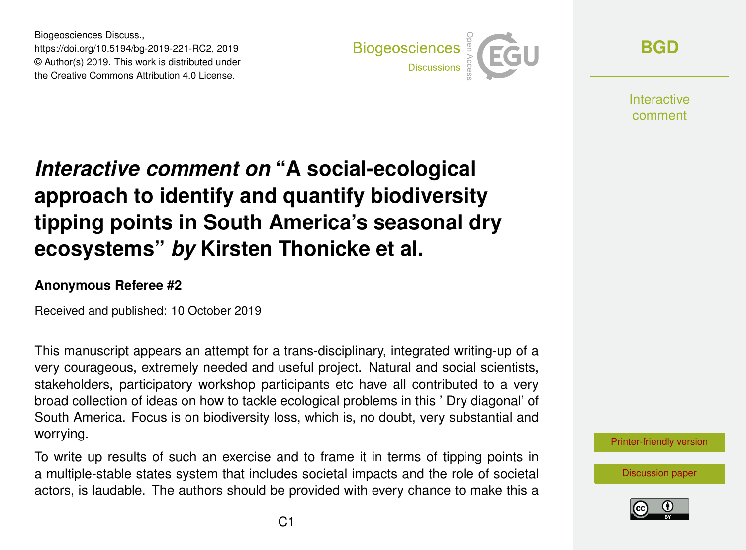# *Interactive comment on* "A social-ecological approach to identify and quantify biodiversity tipping points in South America's seasonal dry ecosystems" *by* Kirsten Thonicke et al.

**Anonymous Referee #2**

Received and published: 10 October 2019

This manuscript appears an attempt for a trans-disciplinary, integrated writing-up of a very courageous, extremely needed and useful project. Natural and social scientists, stakeholders, participatory workshop participants etc have all contributed to a very broad collection of ideas on how to tackle ecological problems in this ' Dry diagonal' of South America. Focus is on biodiversity loss, which is, no doubt, very substantial and worrying.

To write up results of such an exercise and to frame it in terms of tipping points in a multiple-stable states system that includes societal impacts and the role of societal actors, is laudable. The authors should be provided with every chance to make this a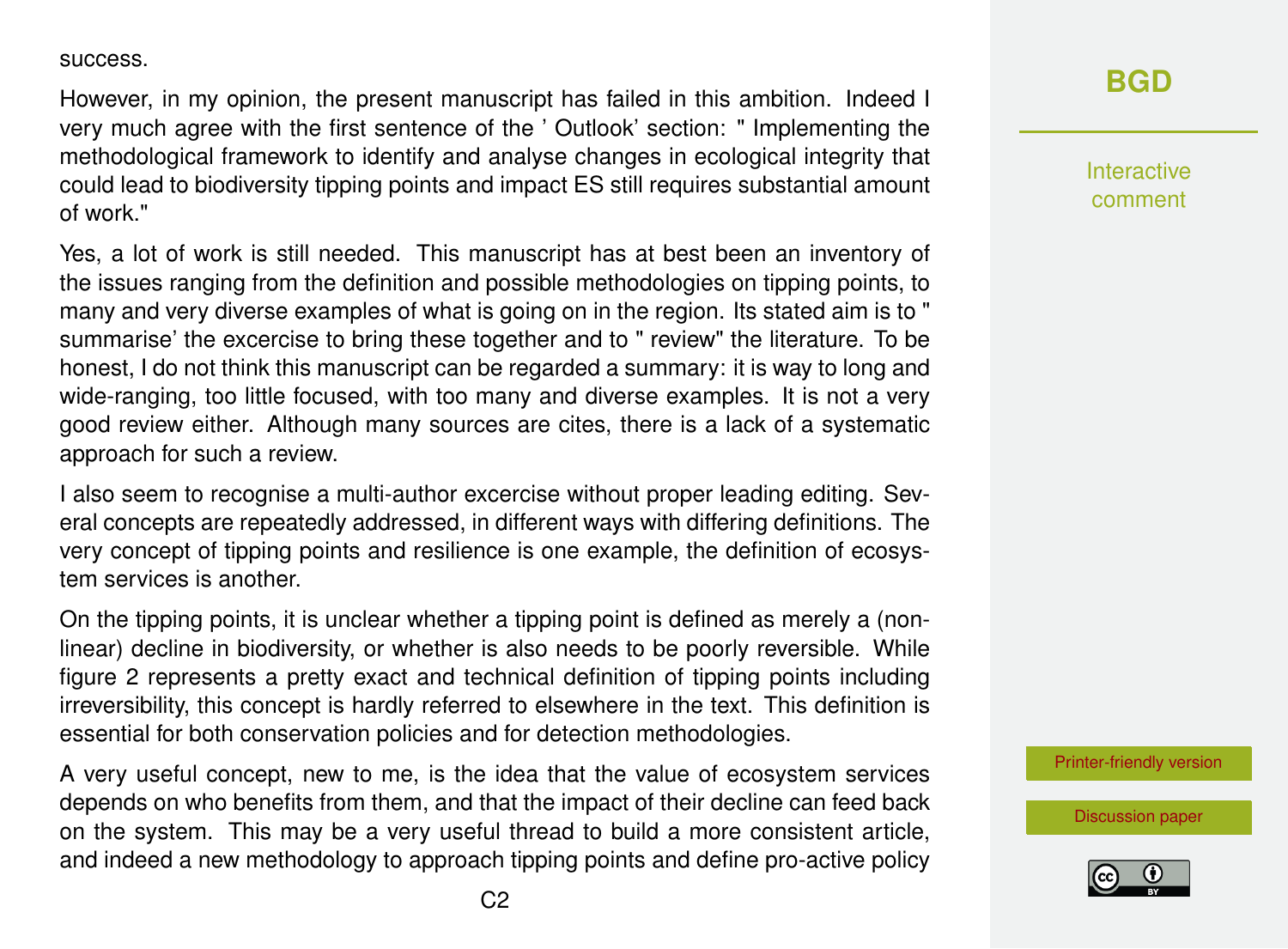success.

However, in my opinion, the present manuscript has failed in this ambition. Indeed I very much agree with the first sentence of the ' Outlook' section: " Implementing the methodological framework to identify and analyse changes in ecological integrity that could lead to biodiversity tipping points and impact ES still requires substantial amount of work."

Yes, a lot of work is still needed. This manuscript has at best been an inventory of the issues ranging from the definition and possible methodologies on tipping points, to many and very diverse examples of what is going on in the region. Its stated aim is to " summarise' the excercise to bring these together and to " review" the literature. To be honest, I do not think this manuscript can be regarded a summary: it is way to long and wide-ranging, too little focused, with too many and diverse examples. It is not a very good review either. Although many sources are cites, there is a lack of a systematic approach for such a review.

I also seem to recognise a multi-author excercise without proper leading editing. Several concepts are repeatedly addressed, in different ways with differing definitions. The very concept of tipping points and resilience is one example, the definition of ecosystem services is another.

On the tipping points, it is unclear whether a tipping point is defined as merely a (non-linear) decline in biodiversity, or whether is also needs to be poorly reversible. While figure 2 represents a pretty exact and technical definition of tipping points including irreversibility, this concept is hardly referred to elsewhere in the text. This definition is essential for both conservation policies and for detection methodologies.

A very useful concept, new to me, is the idea that the value of ecosystem services depends on who benefits from them, and that the impact of their decline can feed back on the system. This may be a very useful thread to build a more consistent article, and indeed a new methodology to approach tipping points and define pro-active policy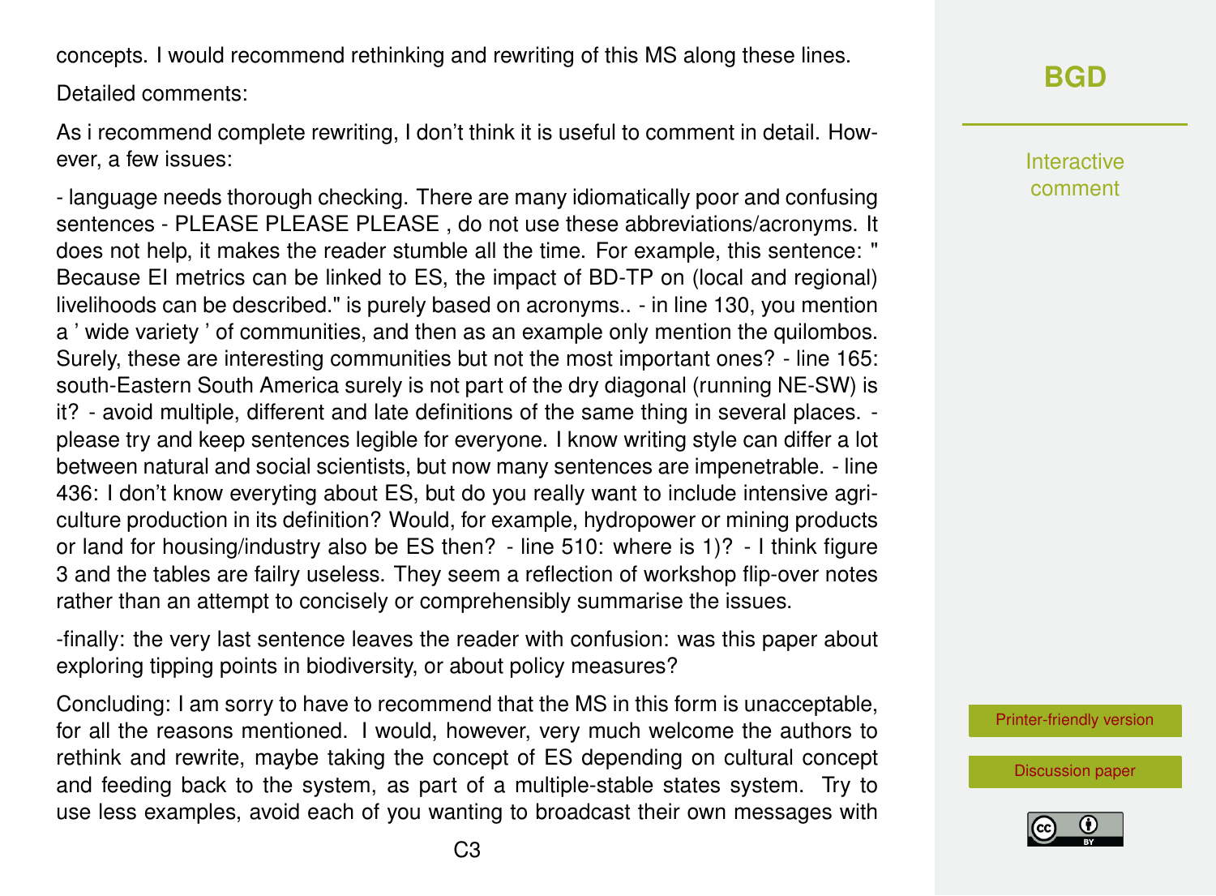concepts. I would recommend rethinking and rewriting of this MS along these lines.

Detailed comments:

As i recommend complete rewriting, I don't think it is useful to comment in detail. However, a few issues:

- language needs thorough checking. There are many idiomatically poor and confusing sentences - PLEASE PLEASE PLEASE , do not use these abbreviations/acronyms. It does not help, it makes the reader stumble all the time. For example, this sentence: " Because EI metrics can be linked to ES, the impact of BD-TP on (local and regional) livelihoods can be described." is purely based on acronyms.. - in line 130, you mention a ' wide variety ' of communities, and then as an example only mention the quilombos. Surely, these are interesting communities but not the most important ones? - line 165: south-Eastern South America surely is not part of the dry diagonal (running NE-SW) is it? - avoid multiple, different and late definitions of the same thing in several places. - please try and keep sentences legible for everyone. I know writing style can differ a lot between natural and social scientists, but now many sentences are impenetrable. - line 436: I don't know everyting about ES, but do you really want to include intensive agriculture production in its definition? Would, for example, hydropower or mining products or land for housing/industry also be ES then? - line 510: where is 1)? - I think figure 3 and the tables are failry useless. They seem a reflection of workshop flip-over notes rather than an attempt to concisely or comprehensibly summarise the issues.

-finally: the very last sentence leaves the reader with confusion: was this paper about exploring tipping points in biodiversity, or about policy measures?

Concluding: I am sorry to have to recommend that the MS in this form is unacceptable, for all the reasons mentioned. I would, however, very much welcome the authors to rethink and rewrite, maybe taking the concept of ES depending on cultural concept and feeding back to the system, as part of a multiple-stable states system. Try to use less examples, avoid each of you wanting to broadcast their own messages with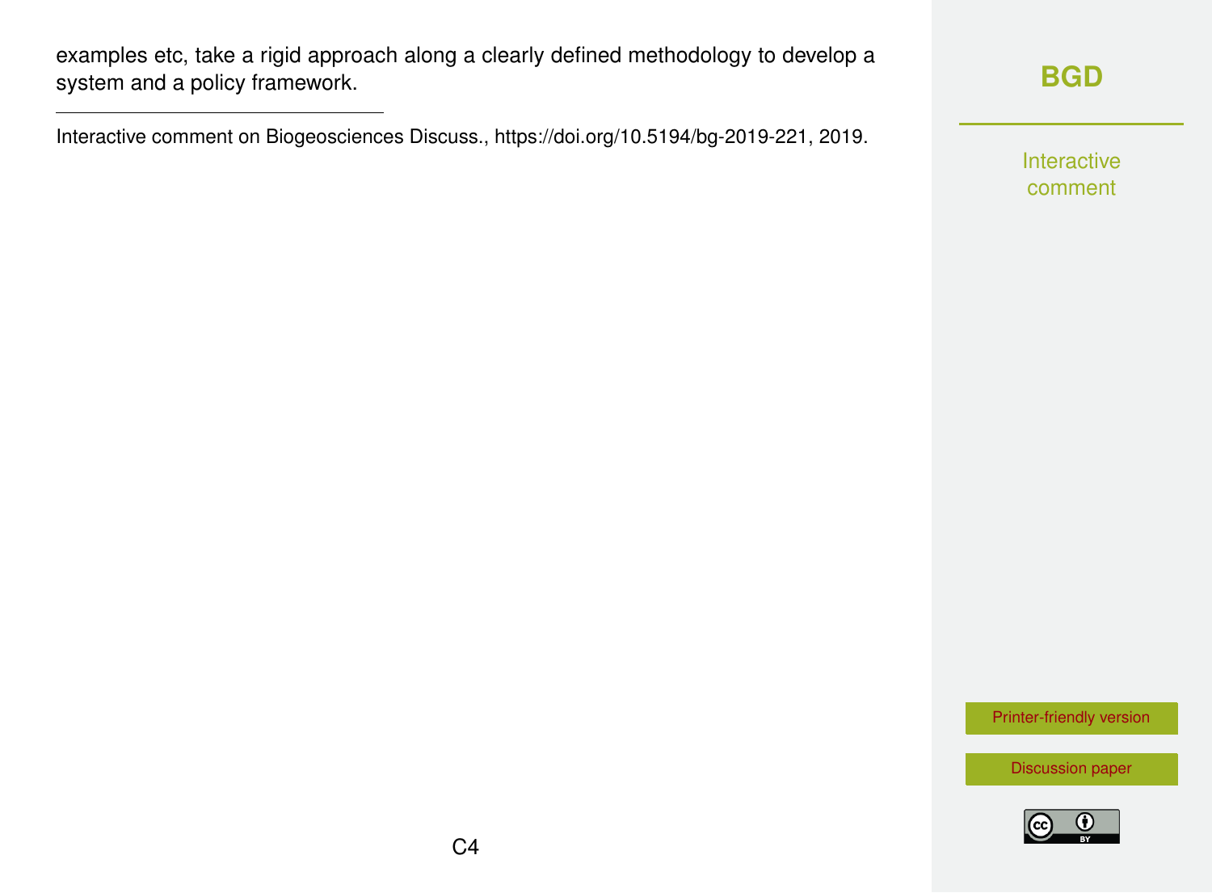examples etc, take a rigid approach along a clearly defined methodology to develop a system and a policy framework.

---

Interactive comment on Biogeosciences Discuss., https://doi.org/10.5194/bg-2019-221, 2019.